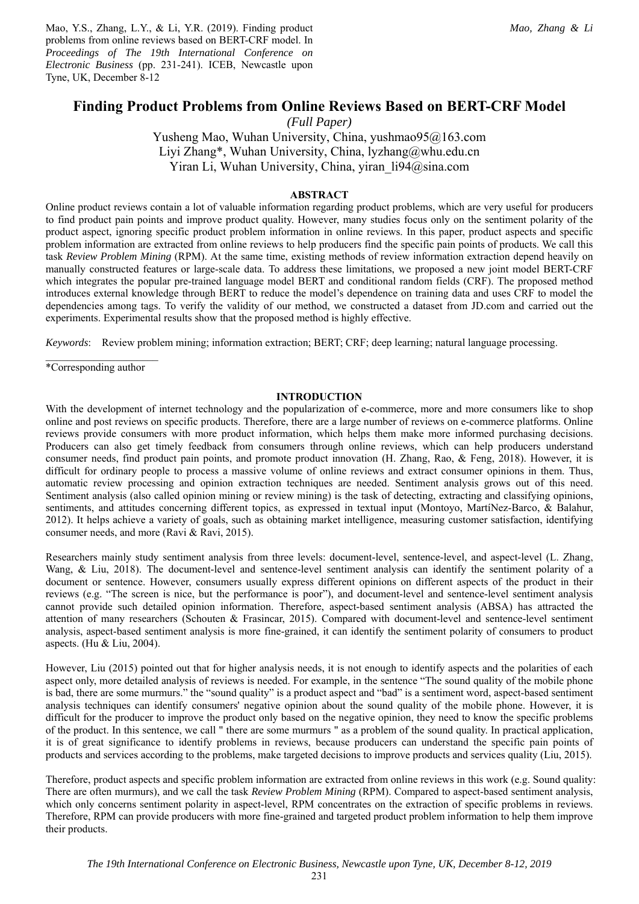Mao, Y.S., Zhang, L.Y., & Li, Y.R. (2019). Finding product problems from online reviews based on BERT-CRF model. In *Proceedings of The 19th International Conference on Electronic Business* (pp. 231-241). ICEB, Newcastle upon Tyne, UK, December 8-12

# Finding Product Problems from Online Reviews Based on BERT-CRF Model

*(Full Paper)*

Yusheng Mao, Wuhan University, China, yushmao95@163.com
Liyi Zhang*, Wuhan University, China, lyzhang@whu.edu.cn
Yiran Li, Wuhan University, China, yiran_li94@sina.com

## ABSTRACT

Online product reviews contain a lot of valuable information regarding product problems, which are very useful for producers to find product pain points and improve product quality. However, many studies focus only on the sentiment polarity of the product aspect, ignoring specific product problem information in online reviews. In this paper, product aspects and specific problem information are extracted from online reviews to help producers find the specific pain points of products. We call this task *Review Problem Mining* (RPM). At the same time, existing methods of review information extraction depend heavily on manually constructed features or large-scale data. To address these limitations, we proposed a new joint model BERT-CRF which integrates the popular pre-trained language model BERT and conditional random fields (CRF). The proposed method introduces external knowledge through BERT to reduce the model's dependence on training data and uses CRF to model the dependencies among tags. To verify the validity of our method, we constructed a dataset from JD.com and carried out the experiments. Experimental results show that the proposed method is highly effective.

*Keywords*: Review problem mining; information extraction; BERT; CRF; deep learning; natural language processing.

*Corresponding author

## INTRODUCTION

With the development of internet technology and the popularization of e-commerce, more and more consumers like to shop online and post reviews on specific products. Therefore, there are a large number of reviews on e-commerce platforms. Online reviews provide consumers with more product information, which helps them make more informed purchasing decisions. Producers can also get timely feedback from consumers through online reviews, which can help producers understand consumer needs, find product pain points, and promote product innovation (H. Zhang, Rao, & Feng, 2018). However, it is difficult for ordinary people to process a massive volume of online reviews and extract consumer opinions in them. Thus, automatic review processing and opinion extraction techniques are needed. Sentiment analysis grows out of this need. Sentiment analysis (also called opinion mining or review mining) is the task of detecting, extracting and classifying opinions, sentiments, and attitudes concerning different topics, as expressed in textual input (Montoyo, MartíNez-Barco, & Balahur, 2012). It helps achieve a variety of goals, such as obtaining market intelligence, measuring customer satisfaction, identifying consumer needs, and more (Ravi & Ravi, 2015).

Researchers mainly study sentiment analysis from three levels: document-level, sentence-level, and aspect-level (L. Zhang, Wang, & Liu, 2018). The document-level and sentence-level sentiment analysis can identify the sentiment polarity of a document or sentence. However, consumers usually express different opinions on different aspects of the product in their reviews (e.g. "The screen is nice, but the performance is poor"), and document-level and sentence-level sentiment analysis cannot provide such detailed opinion information. Therefore, aspect-based sentiment analysis (ABSA) has attracted the attention of many researchers (Schouten & Frasincar, 2015). Compared with document-level and sentence-level sentiment analysis, aspect-based sentiment analysis is more fine-grained, it can identify the sentiment polarity of consumers to product aspects. (Hu & Liu, 2004).

However, Liu (2015) pointed out that for higher analysis needs, it is not enough to identify aspects and the polarities of each aspect only, more detailed analysis of reviews is needed. For example, in the sentence "The sound quality of the mobile phone is bad, there are some murmurs." the "sound quality" is a product aspect and "bad" is a sentiment word, aspect-based sentiment analysis techniques can identify consumers' negative opinion about the sound quality of the mobile phone. However, it is difficult for the producer to improve the product only based on the negative opinion, they need to know the specific problems of the product. In this sentence, we call " there are some murmurs " as a problem of the sound quality. In practical application, it is of great significance to identify problems in reviews, because producers can understand the specific pain points of products and services according to the problems, make targeted decisions to improve products and services quality (Liu, 2015).

Therefore, product aspects and specific problem information are extracted from online reviews in this work (e.g. Sound quality: There are often murmurs), and we call the task *Review Problem Mining* (RPM). Compared to aspect-based sentiment analysis, which only concerns sentiment polarity in aspect-level, RPM concentrates on the extraction of specific problems in reviews. Therefore, RPM can provide producers with more fine-grained and targeted product problem information to help them improve their products.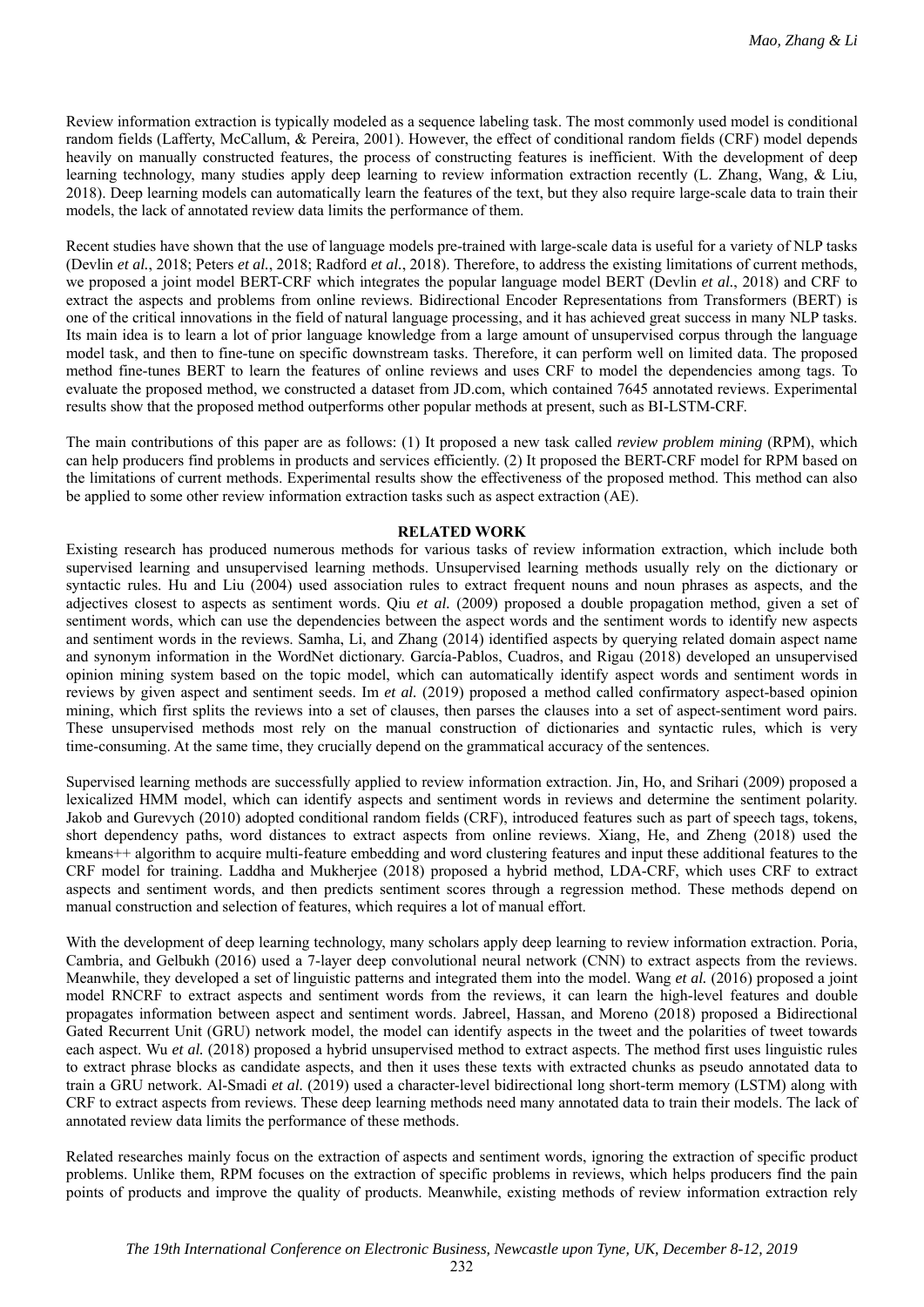Review information extraction is typically modeled as a sequence labeling task. The most commonly used model is conditional random fields (Lafferty, McCallum, & Pereira, 2001). However, the effect of conditional random fields (CRF) model depends heavily on manually constructed features, the process of constructing features is inefficient. With the development of deep learning technology, many studies apply deep learning to review information extraction recently (L. Zhang, Wang, & Liu, 2018). Deep learning models can automatically learn the features of the text, but they also require large-scale data to train their models, the lack of annotated review data limits the performance of them.

Recent studies have shown that the use of language models pre-trained with large-scale data is useful for a variety of NLP tasks (Devlin *et al.*, 2018; Peters *et al.*, 2018; Radford *et al.*, 2018). Therefore, to address the existing limitations of current methods, we proposed a joint model BERT-CRF which integrates the popular language model BERT (Devlin *et al.*, 2018) and CRF to extract the aspects and problems from online reviews. Bidirectional Encoder Representations from Transformers (BERT) is one of the critical innovations in the field of natural language processing, and it has achieved great success in many NLP tasks. Its main idea is to learn a lot of prior language knowledge from a large amount of unsupervised corpus through the language model task, and then to fine-tune on specific downstream tasks. Therefore, it can perform well on limited data. The proposed method fine-tunes BERT to learn the features of online reviews and uses CRF to model the dependencies among tags. To evaluate the proposed method, we constructed a dataset from JD.com, which contained 7645 annotated reviews. Experimental results show that the proposed method outperforms other popular methods at present, such as BI-LSTM-CRF.

The main contributions of this paper are as follows: (1) It proposed a new task called *review problem mining* (RPM), which can help producers find problems in products and services efficiently. (2) It proposed the BERT-CRF model for RPM based on the limitations of current methods. Experimental results show the effectiveness of the proposed method. This method can also be applied to some other review information extraction tasks such as aspect extraction (AE).

## RELATED WORK

Existing research has produced numerous methods for various tasks of review information extraction, which include both supervised learning and unsupervised learning methods. Unsupervised learning methods usually rely on the dictionary or syntactic rules. Hu and Liu (2004) used association rules to extract frequent nouns and noun phrases as aspects, and the adjectives closest to aspects as sentiment words. Qiu *et al.* (2009) proposed a double propagation method, given a set of sentiment words, which can use the dependencies between the aspect words and the sentiment words to identify new aspects and sentiment words in the reviews. Samha, Li, and Zhang (2014) identified aspects by querying related domain aspect name and synonym information in the WordNet dictionary. García-Pablos, Cuadros, and Rigau (2018) developed an unsupervised opinion mining system based on the topic model, which can automatically identify aspect words and sentiment words in reviews by given aspect and sentiment seeds. Im *et al.* (2019) proposed a method called confirmatory aspect-based opinion mining, which first splits the reviews into a set of clauses, then parses the clauses into a set of aspect-sentiment word pairs. These unsupervised methods most rely on the manual construction of dictionaries and syntactic rules, which is very time-consuming. At the same time, they crucially depend on the grammatical accuracy of the sentences.

Supervised learning methods are successfully applied to review information extraction. Jin, Ho, and Srihari (2009) proposed a lexicalized HMM model, which can identify aspects and sentiment words in reviews and determine the sentiment polarity. Jakob and Gurevych (2010) adopted conditional random fields (CRF), introduced features such as part of speech tags, tokens, short dependency paths, word distances to extract aspects from online reviews. Xiang, He, and Zheng (2018) used the kmeans++ algorithm to acquire multi-feature embedding and word clustering features and input these additional features to the CRF model for training. Laddha and Mukherjee (2018) proposed a hybrid method, LDA-CRF, which uses CRF to extract aspects and sentiment words, and then predicts sentiment scores through a regression method. These methods depend on manual construction and selection of features, which requires a lot of manual effort.

With the development of deep learning technology, many scholars apply deep learning to review information extraction. Poria, Cambria, and Gelbukh (2016) used a 7-layer deep convolutional neural network (CNN) to extract aspects from the reviews. Meanwhile, they developed a set of linguistic patterns and integrated them into the model. Wang *et al.* (2016) proposed a joint model RNCRF to extract aspects and sentiment words from the reviews, it can learn the high-level features and double propagates information between aspect and sentiment words. Jabreel, Hassan, and Moreno (2018) proposed a Bidirectional Gated Recurrent Unit (GRU) network model, the model can identify aspects in the tweet and the polarities of tweet towards each aspect. Wu *et al.* (2018) proposed a hybrid unsupervised method to extract aspects. The method first uses linguistic rules to extract phrase blocks as candidate aspects, and then it uses these texts with extracted chunks as pseudo annotated data to train a GRU network. Al-Smadi *et al.* (2019) used a character-level bidirectional long short-term memory (LSTM) along with CRF to extract aspects from reviews. These deep learning methods need many annotated data to train their models. The lack of annotated review data limits the performance of these methods.

Related researches mainly focus on the extraction of aspects and sentiment words, ignoring the extraction of specific product problems. Unlike them, RPM focuses on the extraction of specific problems in reviews, which helps producers find the pain points of products and improve the quality of products. Meanwhile, existing methods of review information extraction rely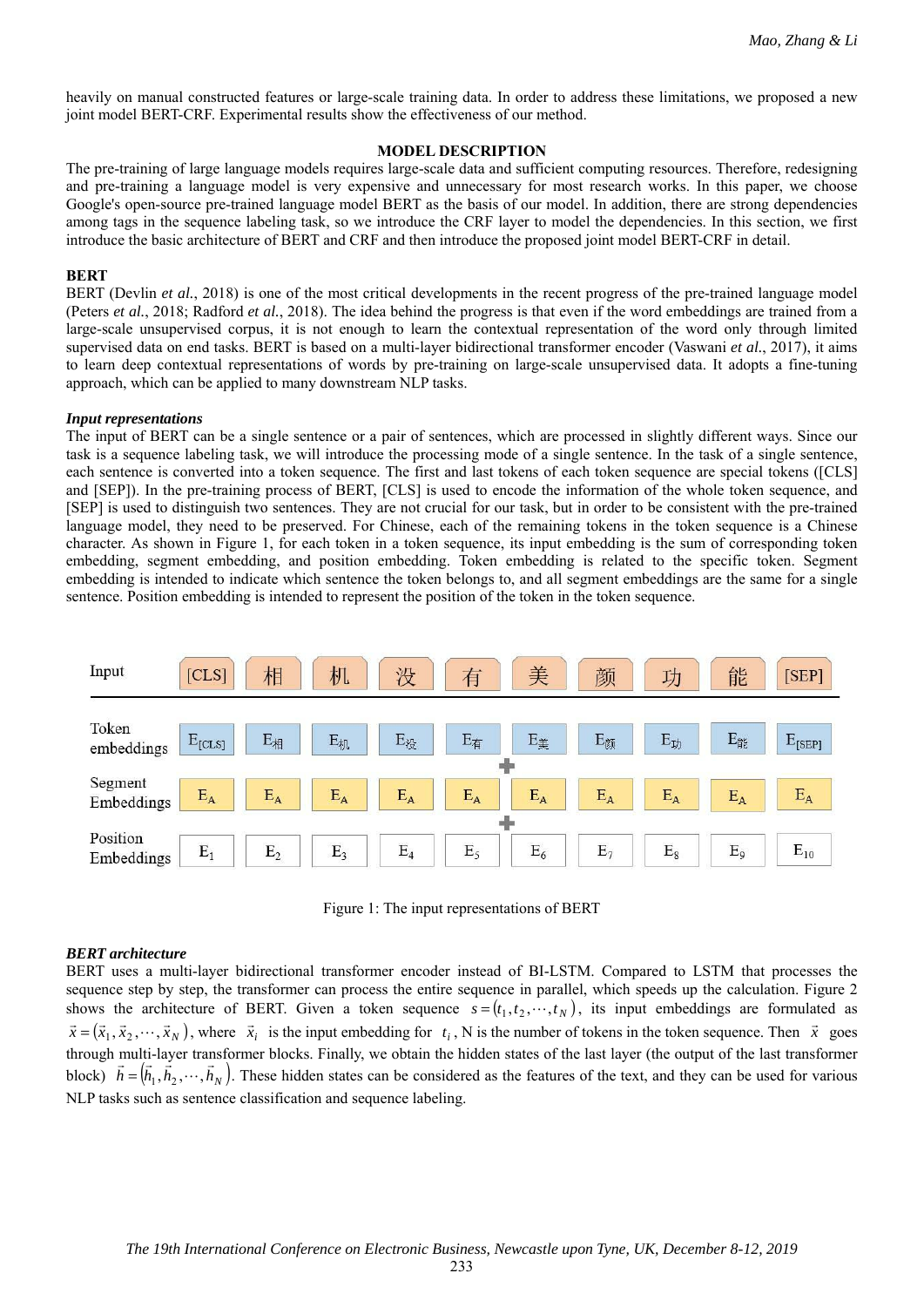heavily on manual constructed features or large-scale training data. In order to address these limitations, we proposed a new joint model BERT-CRF. Experimental results show the effectiveness of our method.

## MODEL DESCRIPTION

The pre-training of large language models requires large-scale data and sufficient computing resources. Therefore, redesigning and pre-training a language model is very expensive and unnecessary for most research works. In this paper, we choose Google's open-source pre-trained language model BERT as the basis of our model. In addition, there are strong dependencies among tags in the sequence labeling task, so we introduce the CRF layer to model the dependencies. In this section, we first introduce the basic architecture of BERT and CRF and then introduce the proposed joint model BERT-CRF in detail.

### BERT

BERT (Devlin *et al.*, 2018) is one of the most critical developments in the recent progress of the pre-trained language model (Peters *et al.*, 2018; Radford *et al.*, 2018). The idea behind the progress is that even if the word embeddings are trained from a large-scale unsupervised corpus, it is not enough to learn the contextual representation of the word only through limited supervised data on end tasks. BERT is based on a multi-layer bidirectional transformer encoder (Vaswani *et al.*, 2017), it aims to learn deep contextual representations of words by pre-training on large-scale unsupervised data. It adopts a fine-tuning approach, which can be applied to many downstream NLP tasks.

#### *Input representations*

The input of BERT can be a single sentence or a pair of sentences, which are processed in slightly different ways. Since our task is a sequence labeling task, we will introduce the processing mode of a single sentence. In the task of a single sentence, each sentence is converted into a token sequence. The first and last tokens of each token sequence are special tokens ([CLS] and [SEP]). In the pre-training process of BERT, [CLS] is used to encode the information of the whole token sequence, and [SEP] is used to distinguish two sentences. They are not crucial for our task, but in order to be consistent with the pre-trained language model, they need to be preserved. For Chinese, each of the remaining tokens in the token sequence is a Chinese character. As shown in Figure 1, for each token in a token sequence, its input embedding is the sum of corresponding token embedding, segment embedding, and position embedding. Token embedding is related to the specific token. Segment embedding is intended to indicate which sentence the token belongs to, and all segment embeddings are the same for a single sentence. Position embedding is intended to represent the position of the token in the token sequence.

| Input | [CLS] | 相 | 机 | 没 | 有 | 美 | 颜 | 功 | 能 | [SEP] |
|---|---|---|---|---|---|---|---|---|---|---|
| Token embeddings | $E_{[CLS]}$ | $E_{相}$ | $E_{机}$ | $E_{没}$ | $E_{有}$ | $E_{美}$ | $E_{颜}$ | $E_{功}$ | $E_{能}$ | $E_{[SEP]}$ |
| + | | | | | | | | | | |
| Segment Embeddings | $E_A$ | $E_A$ | $E_A$ | $E_A$ | $E_A$ | $E_A$ | $E_A$ | $E_A$ | $E_A$ | $E_A$ |
| + | | | | | | | | | | |
| Position Embeddings | $E_1$ | $E_2$ | $E_3$ | $E_4$ | $E_5$ | $E_6$ | $E_7$ | $E_8$ | $E_9$ | $E_{10}$ |

Figure 1: The input representations of BERT

#### *BERT architecture*

BERT uses a multi-layer bidirectional transformer encoder instead of BI-LSTM. Compared to LSTM that processes the sequence step by step, the transformer can process the entire sequence in parallel, which speeds up the calculation. Figure 2 shows the architecture of BERT. Given a token sequence $s = (t_1, t_2, \cdots, t_N)$, its input embeddings are formulated as $\vec{x} = (\vec{x}_1, \vec{x}_2, \cdots, \vec{x}_N)$, where $\vec{x}_i$ is the input embedding for $t_i$, N is the number of tokens in the token sequence. Then $\vec{x}$ goes through multi-layer transformer blocks. Finally, we obtain the hidden states of the last layer (the output of the last transformer block) $\vec{h} = (\vec{h}_1, \vec{h}_2, \cdots, \vec{h}_N)$. These hidden states can be considered as the features of the text, and they can be used for various NLP tasks such as sentence classification and sequence labeling.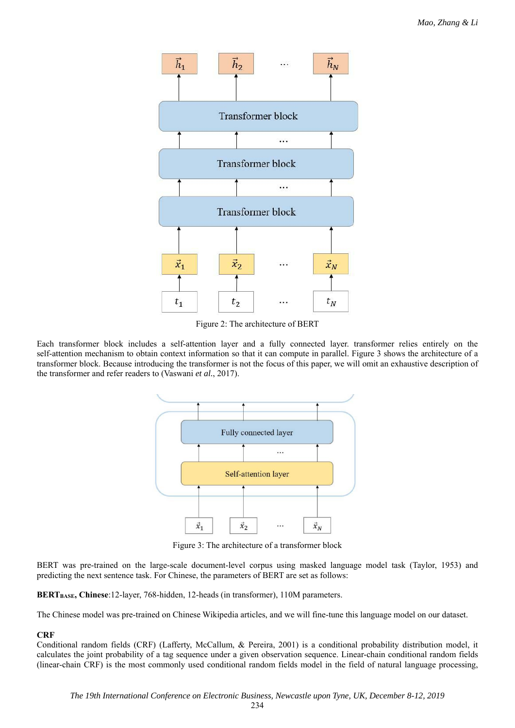Figure 2: The architecture of BERT

Each transformer block includes a self-attention layer and a fully connected layer. transformer relies entirely on the self-attention mechanism to obtain context information so that it can compute in parallel. Figure 3 shows the architecture of a transformer block. Because introducing the transformer is not the focus of this paper, we will omit an exhaustive description of the transformer and refer readers to (Vaswani *et al.*, 2017).

Figure 3: The architecture of a transformer block

BERT was pre-trained on the large-scale document-level corpus using masked language model task (Taylor, 1953) and predicting the next sentence task. For Chinese, the parameters of BERT are set as follows:

**BERT$_{\mathbf{BASE}}$, Chinese**:12-layer, 768-hidden, 12-heads (in transformer), 110M parameters.

The Chinese model was pre-trained on Chinese Wikipedia articles, and we will fine-tune this language model on our dataset.

**CRF**

Conditional random fields (CRF) (Lafferty, McCallum, & Pereira, 2001) is a conditional probability distribution model, it calculates the joint probability of a tag sequence under a given observation sequence. Linear-chain conditional random fields (linear-chain CRF) is the most commonly used conditional random fields model in the field of natural language processing,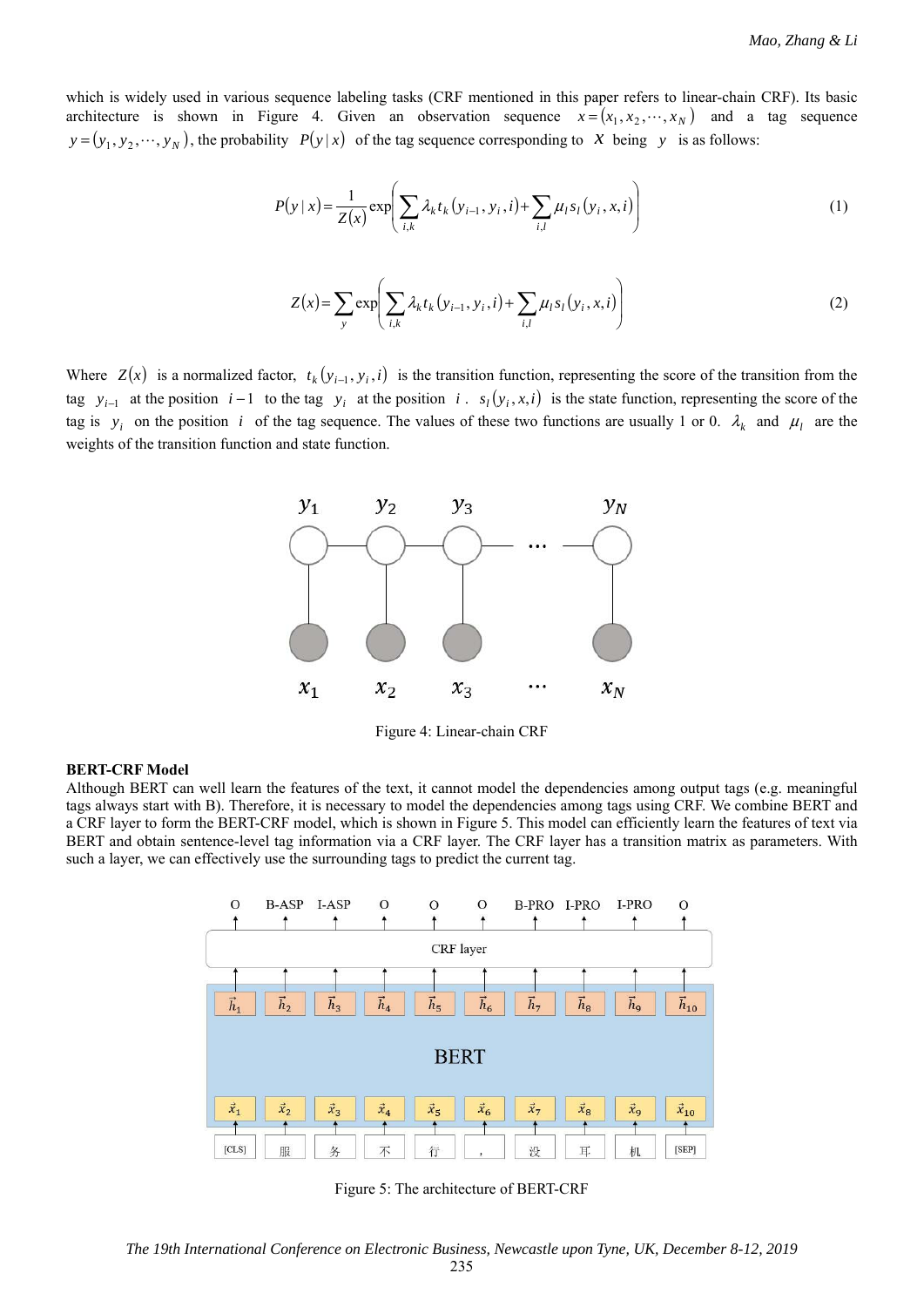which is widely used in various sequence labeling tasks (CRF mentioned in this paper refers to linear-chain CRF). Its basic architecture is shown in Figure 4. Given an observation sequence $x = (x_1, x_2, \cdots, x_N)$ and a tag sequence $y = (y_1, y_2, \cdots, y_N)$, the probability $P(y \mid x)$ of the tag sequence corresponding to $X$ being $y$ is as follows:

$$P(y \mid x) = \frac{1}{Z(x)} \exp\left( \sum_{i,k} \lambda_k t_k (y_{i-1}, y_i, i) + \sum_{i,l} \mu_l s_l (y_i, x, i) \right) \tag{1}$$

$$Z(x) = \sum_{y} \exp\left( \sum_{i,k} \lambda_k t_k (y_{i-1}, y_i, i) + \sum_{i,l} \mu_l s_l (y_i, x, i) \right) \tag{2}$$

Where $Z(x)$ is a normalized factor, $t_k(y_{i-1}, y_i, i)$ is the transition function, representing the score of the transition from the tag $y_{i-1}$ at the position $i-1$ to the tag $y_i$ at the position $i$. $s_l(y_i, x, i)$ is the state function, representing the score of the tag is $y_i$ on the position $i$ of the tag sequence. The values of these two functions are usually 1 or 0. $\lambda_k$ and $\mu_l$ are the weights of the transition function and state function.

Figure 4: Linear-chain CRF

**BERT-CRF Model**

Although BERT can well learn the features of the text, it cannot model the dependencies among output tags (e.g. meaningful tags always start with B). Therefore, it is necessary to model the dependencies among tags using CRF. We combine BERT and a CRF layer to form the BERT-CRF model, which is shown in Figure 5. This model can efficiently learn the features of text via BERT and obtain sentence-level tag information via a CRF layer. The CRF layer has a transition matrix as parameters. With such a layer, we can effectively use the surrounding tags to predict the current tag.

Figure 5: The architecture of BERT-CRF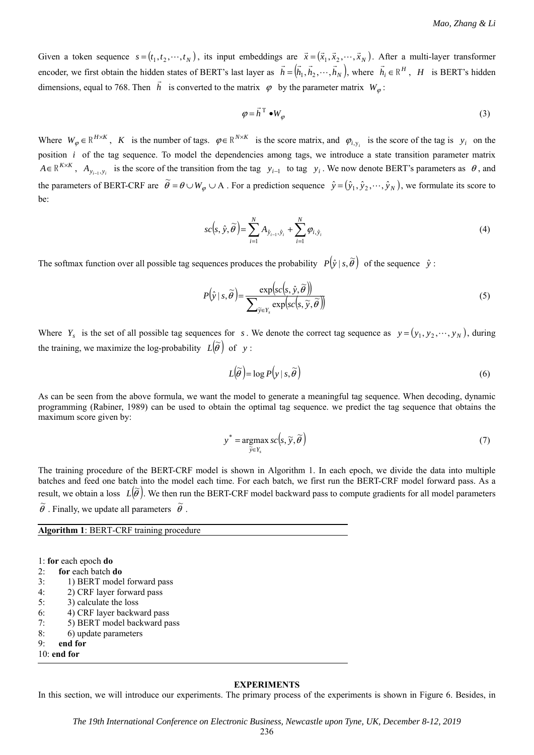Given a token sequence $s = (t_1, t_2, \cdots, t_N)$, its input embeddings are $\vec{x} = (\vec{x}_1, \vec{x}_2, \cdots, \vec{x}_N)$. After a multi-layer transformer encoder, we first obtain the hidden states of BERT's last layer as $\vec{h} = (\vec{h}_1, \vec{h}_2, \cdots, \vec{h}_N)$, where $\vec{h}_i \in \mathbb{R}^H$, $H$ is BERT's hidden dimensions, equal to 768. Then $\vec{h}$ is converted to the matrix $\varphi$ by the parameter matrix $W_\varphi$:

$$\varphi = \vec{h}^{\mathrm{T}} \bullet W_\varphi \tag{3}$$

Where $W_\varphi \in \mathbb{R}^{H \times K}$, $K$ is the number of tags. $\varphi \in \mathbb{R}^{N \times K}$ is the score matrix, and $\varphi_{i,y_i}$ is the score of the tag is $y_i$ on the position $i$ of the tag sequence. To model the dependencies among tags, we introduce a state transition parameter matrix $A \in \mathbb{R}^{K \times K}$, $A_{y_{i-1},y_i}$ is the score of the transition from the tag $y_{i-1}$ to tag $y_i$. We now denote BERT's parameters as $\theta$, and the parameters of BERT-CRF are $\widetilde{\theta} = \theta \cup W_\varphi \cup \mathrm{A}$. For a prediction sequence $\hat{y} = (\hat{y}_1, \hat{y}_2, \cdots, \hat{y}_N)$, we formulate its score to be:

$$sc\left(s, \hat{y}, \widetilde{\theta}\right) = \sum_{i=1}^{N} A_{\hat{y}_{i-1},\hat{y}_i} + \sum_{i=1}^{N} \varphi_{i,\hat{y}_i} \tag{4}$$

The softmax function over all possible tag sequences produces the probability $P\left(\hat{y} \mid s, \widetilde{\theta}\right)$ of the sequence $\hat{y}$:

$$P\left(\hat{y} \mid s, \widetilde{\theta}\right) = \frac{\exp\left(sc\left(s, \hat{y}, \widetilde{\theta}\right)\right)}{\sum_{\widetilde{y} \in Y_s} \exp\left(sc\left(s, \widetilde{y}, \widetilde{\theta}\right)\right)} \tag{5}$$

Where $Y_s$ is the set of all possible tag sequences for $s$. We denote the correct tag sequence as $y = (y_1, y_2, \cdots, y_N)$, during the training, we maximize the log-probability $L\left(\widetilde{\theta}\right)$ of $y$:

$$L\left(\widetilde{\theta}\right) = \log P\left(y \mid s, \widetilde{\theta}\right) \tag{6}$$

As can be seen from the above formula, we want the model to generate a meaningful tag sequence. When decoding, dynamic programming (Rabiner, 1989) can be used to obtain the optimal tag sequence. we predict the tag sequence that obtains the maximum score given by:

$$y^* = \underset{\widetilde{y} \in Y_s}{\operatorname{argmax}}\, sc\left(s, \widetilde{y}, \widetilde{\theta}\right) \tag{7}$$

The training procedure of the BERT-CRF model is shown in Algorithm 1. In each epoch, we divide the data into multiple batches and feed one batch into the model each time. For each batch, we first run the BERT-CRF model forward pass. As a result, we obtain a loss $L\left(\widetilde{\theta}\right)$. We then run the BERT-CRF model backward pass to compute gradients for all model parameters $\widetilde{\theta}$. Finally, we update all parameters $\widetilde{\theta}$.

**Algorithm 1**: BERT-CRF training procedure

```
1: for each epoch do
2:     for each batch do
3:         1) BERT model forward pass
4:         2) CRF layer forward pass
5:         3) calculate the loss
6:         4) CRF layer backward pass
7:         5) BERT model backward pass
8:         6) update parameters
9:     end for
10: end for
```

## EXPERIMENTS

In this section, we will introduce our experiments. The primary process of the experiments is shown in Figure 6. Besides, in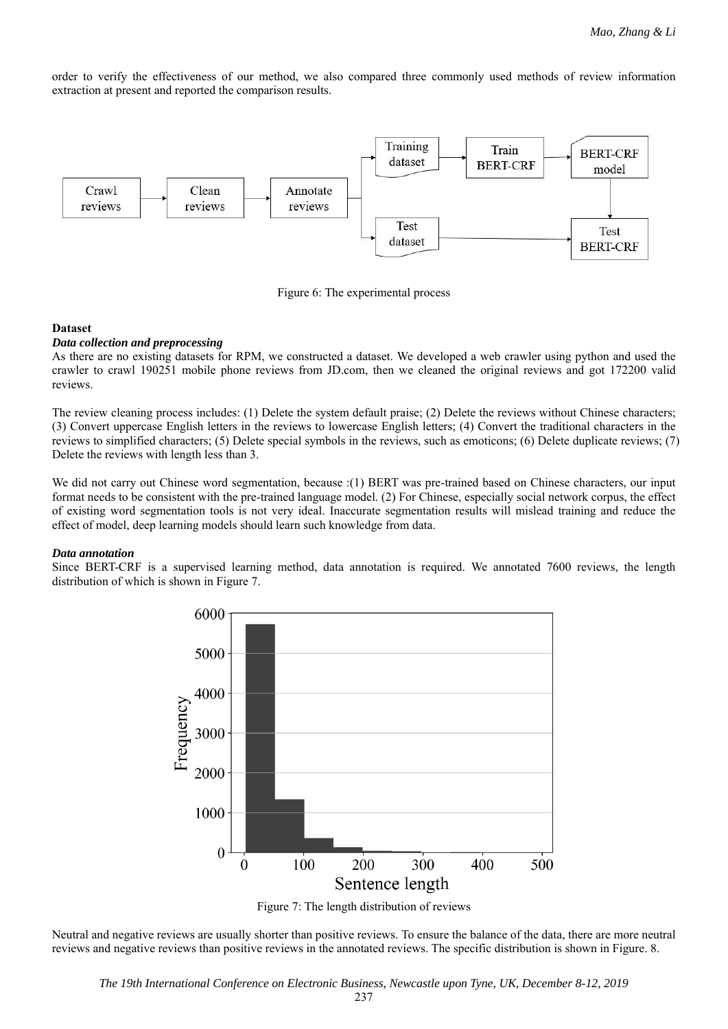order to verify the effectiveness of our method, we also compared three commonly used methods of review information extraction at present and reported the comparison results.

Figure 6: The experimental process

### Dataset

#### *Data collection and preprocessing*

As there are no existing datasets for RPM, we constructed a dataset. We developed a web crawler using python and used the crawler to crawl 190251 mobile phone reviews from JD.com, then we cleaned the original reviews and got 172200 valid reviews.

The review cleaning process includes: (1) Delete the system default praise; (2) Delete the reviews without Chinese characters; (3) Convert uppercase English letters in the reviews to lowercase English letters; (4) Convert the traditional characters in the reviews to simplified characters; (5) Delete special symbols in the reviews, such as emoticons; (6) Delete duplicate reviews; (7) Delete the reviews with length less than 3.

We did not carry out Chinese word segmentation, because :(1) BERT was pre-trained based on Chinese characters, our input format needs to be consistent with the pre-trained language model. (2) For Chinese, especially social network corpus, the effect of existing word segmentation tools is not very ideal. Inaccurate segmentation results will mislead training and reduce the effect of model, deep learning models should learn such knowledge from data.

#### *Data annotation*

Since BERT-CRF is a supervised learning method, data annotation is required. We annotated 7600 reviews, the length distribution of which is shown in Figure 7.

Figure 7: The length distribution of reviews

Neutral and negative reviews are usually shorter than positive reviews. To ensure the balance of the data, there are more neutral reviews and negative reviews than positive reviews in the annotated reviews. The specific distribution is shown in Figure. 8.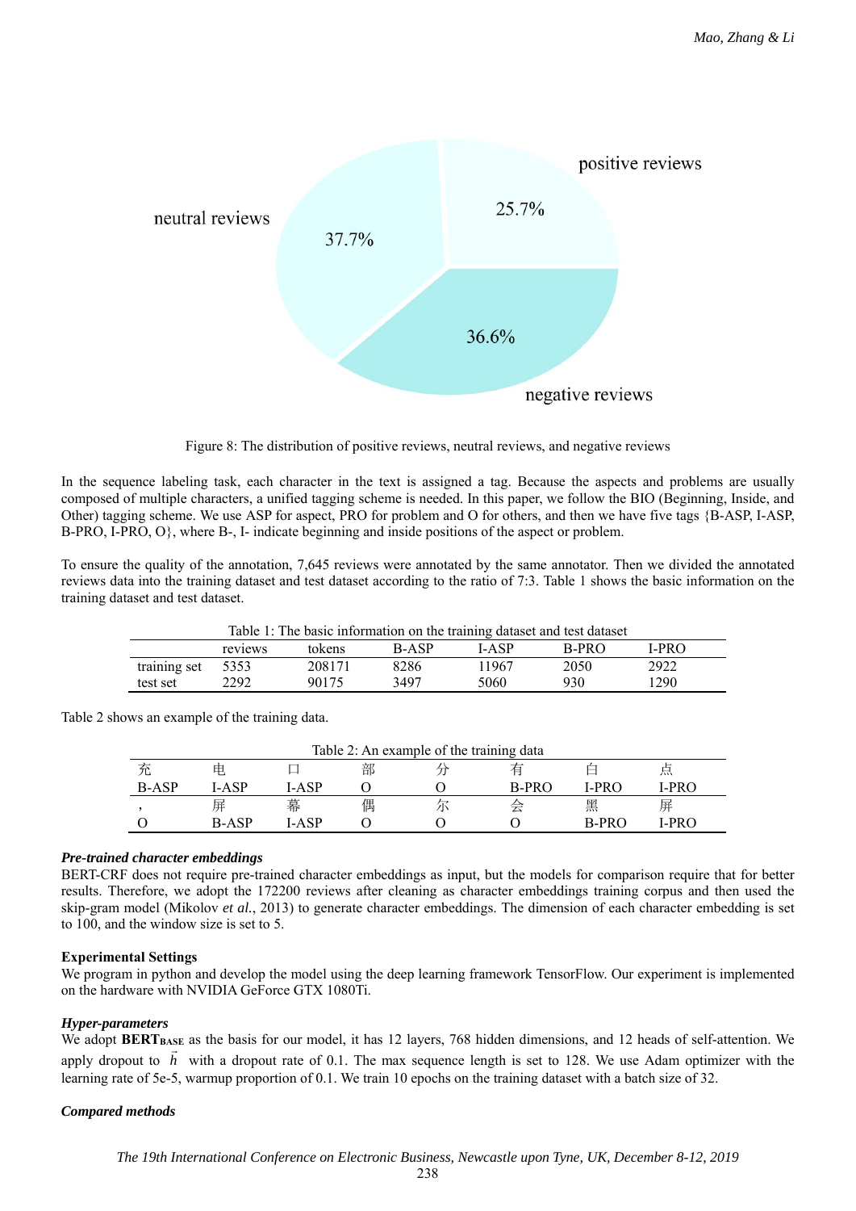Figure 8: The distribution of positive reviews, neutral reviews, and negative reviews

In the sequence labeling task, each character in the text is assigned a tag. Because the aspects and problems are usually composed of multiple characters, a unified tagging scheme is needed. In this paper, we follow the BIO (Beginning, Inside, and Other) tagging scheme. We use ASP for aspect, PRO for problem and O for others, and then we have five tags {B-ASP, I-ASP, B-PRO, I-PRO, O}, where B-, I- indicate beginning and inside positions of the aspect or problem.

To ensure the quality of the annotation, 7,645 reviews were annotated by the same annotator. Then we divided the annotated reviews data into the training dataset and test dataset according to the ratio of 7:3. Table 1 shows the basic information on the training dataset and test dataset.

Table 1: The basic information on the training dataset and test dataset

| | reviews | tokens | B-ASP | I-ASP | B-PRO | I-PRO |
|---|---|---|---|---|---|---|
| training set | 5353 | 208171 | 8286 | 11967 | 2050 | 2922 |
| test set | 2292 | 90175 | 3497 | 5060 | 930 | 1290 |

Table 2 shows an example of the training data.

Table 2: An example of the training data

| 充 | 电 | 口 | 部 | 分 | 有 | 白 | 点 |
|---|---|---|---|---|---|---|---|
| B-ASP | I-ASP | I-ASP | O | O | B-PRO | I-PRO | I-PRO |
| ， | 屏 | 幕 | 偶 | 尔 | 会 | 黑 | 屏 |
| O | B-ASP | I-ASP | O | O | O | B-PRO | I-PRO |

***Pre-trained character embeddings***

BERT-CRF does not require pre-trained character embeddings as input, but the models for comparison require that for better results. Therefore, we adopt the 172200 reviews after cleaning as character embeddings training corpus and then used the skip-gram model (Mikolov *et al.*, 2013) to generate character embeddings. The dimension of each character embedding is set to 100, and the window size is set to 5.

**Experimental Settings**

We program in python and develop the model using the deep learning framework TensorFlow. Our experiment is implemented on the hardware with NVIDIA GeForce GTX 1080Ti.

***Hyper-parameters***

We adopt **BERT<sub>BASE</sub>** as the basis for our model, it has 12 layers, 768 hidden dimensions, and 12 heads of self-attention. We apply dropout to $\vec{h}$ with a dropout rate of 0.1. The max sequence length is set to 128. We use Adam optimizer with the learning rate of 5e-5, warmup proportion of 0.1. We train 10 epochs on the training dataset with a batch size of 32.

***Compared methods***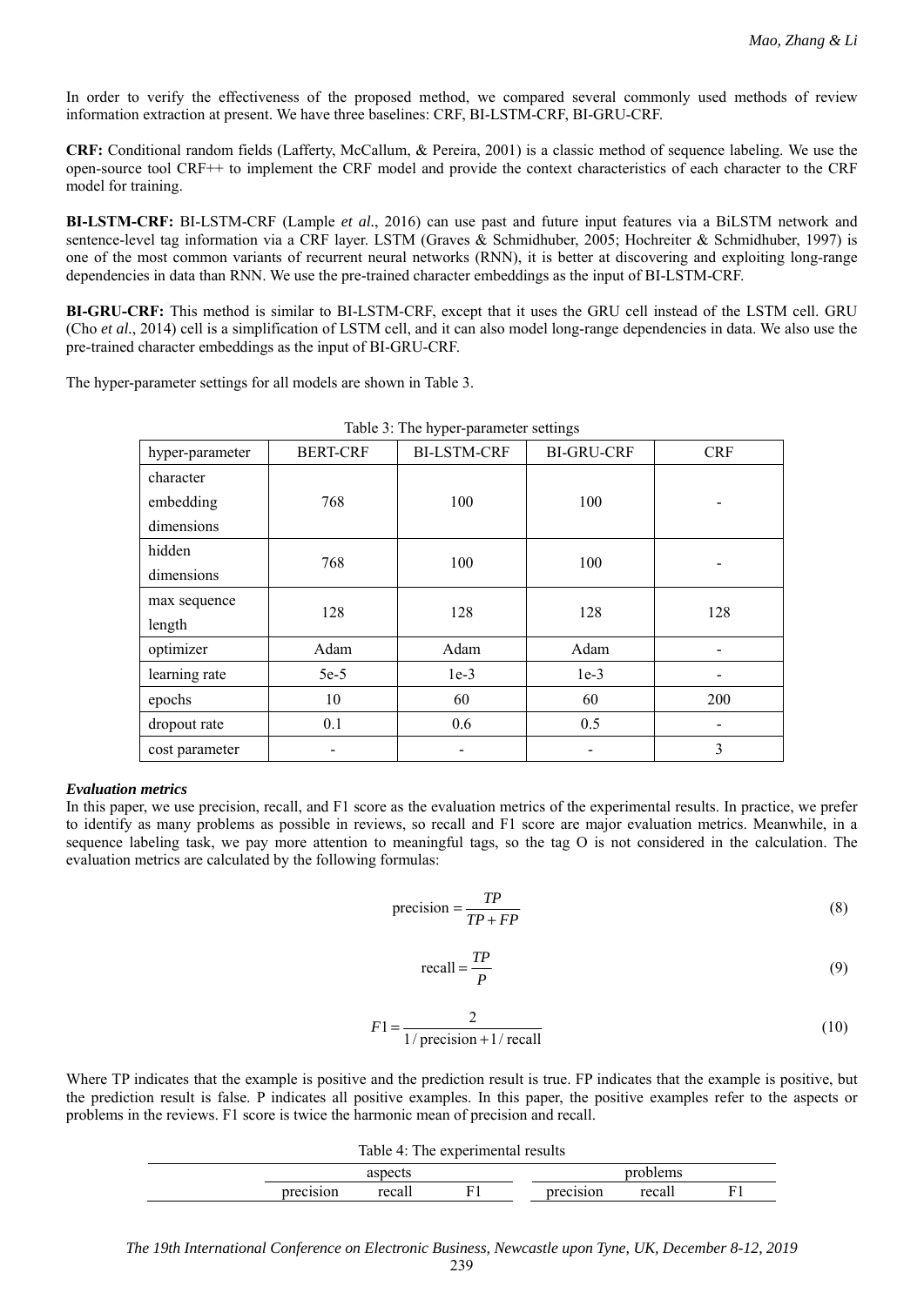In order to verify the effectiveness of the proposed method, we compared several commonly used methods of review information extraction at present. We have three baselines: CRF, BI-LSTM-CRF, BI-GRU-CRF.

**CRF:** Conditional random fields (Lafferty, McCallum, & Pereira, 2001) is a classic method of sequence labeling. We use the open-source tool CRF++ to implement the CRF model and provide the context characteristics of each character to the CRF model for training.

**BI-LSTM-CRF:** BI-LSTM-CRF (Lample *et al.*, 2016) can use past and future input features via a BiLSTM network and sentence-level tag information via a CRF layer. LSTM (Graves & Schmidhuber, 2005; Hochreiter & Schmidhuber, 1997) is one of the most common variants of recurrent neural networks (RNN), it is better at discovering and exploiting long-range dependencies in data than RNN. We use the pre-trained character embeddings as the input of BI-LSTM-CRF.

**BI-GRU-CRF:** This method is similar to BI-LSTM-CRF, except that it uses the GRU cell instead of the LSTM cell. GRU (Cho *et al.*, 2014) cell is a simplification of LSTM cell, and it can also model long-range dependencies in data. We also use the pre-trained character embeddings as the input of BI-GRU-CRF.

The hyper-parameter settings for all models are shown in Table 3.

Table 3: The hyper-parameter settings

| hyper-parameter | BERT-CRF | BI-LSTM-CRF | BI-GRU-CRF | CRF |
|---|---|---|---|---|
| character embedding dimensions | 768 | 100 | 100 | - |
| hidden dimensions | 768 | 100 | 100 | - |
| max sequence length | 128 | 128 | 128 | 128 |
| optimizer | Adam | Adam | Adam | - |
| learning rate | 5e-5 | 1e-3 | 1e-3 | - |
| epochs | 10 | 60 | 60 | 200 |
| dropout rate | 0.1 | 0.6 | 0.5 | - |
| cost parameter | - | - | - | 3 |

***Evaluation metrics***

In this paper, we use precision, recall, and F1 score as the evaluation metrics of the experimental results. In practice, we prefer to identify as many problems as possible in reviews, so recall and F1 score are major evaluation metrics. Meanwhile, in a sequence labeling task, we pay more attention to meaningful tags, so the tag O is not considered in the calculation. The evaluation metrics are calculated by the following formulas:

$$\text{precision} = \frac{TP}{TP + FP} \tag{8}$$

$$\text{recall} = \frac{TP}{P} \tag{9}$$

$$F1 = \frac{2}{1/\text{precision} + 1/\text{recall}} \tag{10}$$

Where TP indicates that the example is positive and the prediction result is true. FP indicates that the example is positive, but the prediction result is false. P indicates all positive examples. In this paper, the positive examples refer to the aspects or problems in the reviews. F1 score is twice the harmonic mean of precision and recall.

Table 4: The experimental results

| | aspects | | | problems | | |
|---|---|---|---|---|---|---|
| | precision | recall | F1 | precision | recall | F1 |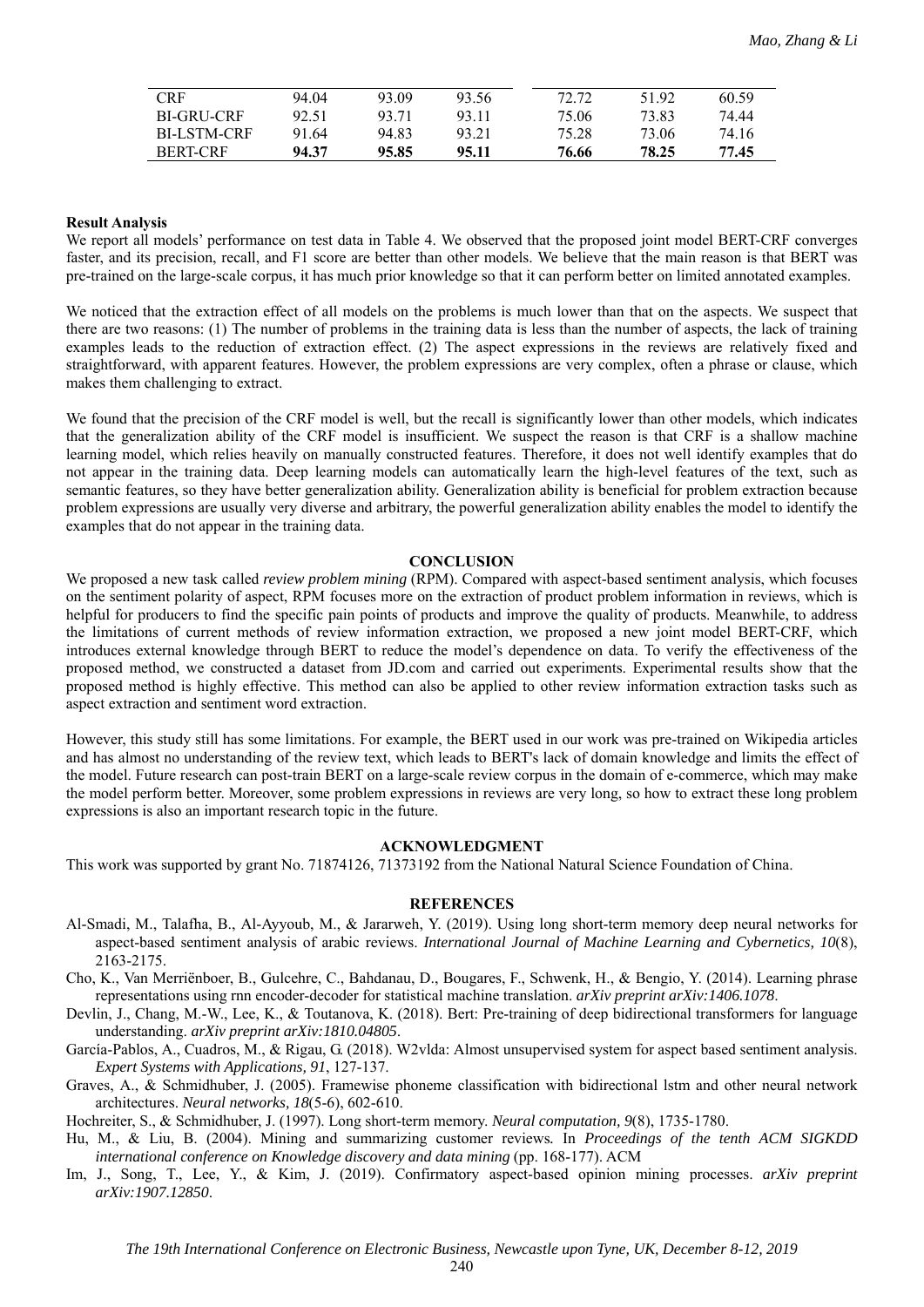| CRF | 94.04 | 93.09 | 93.56 | 72.72 | 51.92 | 60.59 |
|---|---|---|---|---|---|---|
| BI-GRU-CRF | 92.51 | 93.71 | 93.11 | 75.06 | 73.83 | 74.44 |
| BI-LSTM-CRF | 91.64 | 94.83 | 93.21 | 75.28 | 73.06 | 74.16 |
| BERT-CRF | **94.37** | **95.85** | **95.11** | **76.66** | **78.25** | **77.45** |

**Result Analysis**

We report all models' performance on test data in Table 4. We observed that the proposed joint model BERT-CRF converges faster, and its precision, recall, and F1 score are better than other models. We believe that the main reason is that BERT was pre-trained on the large-scale corpus, it has much prior knowledge so that it can perform better on limited annotated examples.

We noticed that the extraction effect of all models on the problems is much lower than that on the aspects. We suspect that there are two reasons: (1) The number of problems in the training data is less than the number of aspects, the lack of training examples leads to the reduction of extraction effect. (2) The aspect expressions in the reviews are relatively fixed and straightforward, with apparent features. However, the problem expressions are very complex, often a phrase or clause, which makes them challenging to extract.

We found that the precision of the CRF model is well, but the recall is significantly lower than other models, which indicates that the generalization ability of the CRF model is insufficient. We suspect the reason is that CRF is a shallow machine learning model, which relies heavily on manually constructed features. Therefore, it does not well identify examples that do not appear in the training data. Deep learning models can automatically learn the high-level features of the text, such as semantic features, so they have better generalization ability. Generalization ability is beneficial for problem extraction because problem expressions are usually very diverse and arbitrary, the powerful generalization ability enables the model to identify the examples that do not appear in the training data.

## CONCLUSION

We proposed a new task called *review problem mining* (RPM). Compared with aspect-based sentiment analysis, which focuses on the sentiment polarity of aspect, RPM focuses more on the extraction of product problem information in reviews, which is helpful for producers to find the specific pain points of products and improve the quality of products. Meanwhile, to address the limitations of current methods of review information extraction, we proposed a new joint model BERT-CRF, which introduces external knowledge through BERT to reduce the model's dependence on data. To verify the effectiveness of the proposed method, we constructed a dataset from JD.com and carried out experiments. Experimental results show that the proposed method is highly effective. This method can also be applied to other review information extraction tasks such as aspect extraction and sentiment word extraction.

However, this study still has some limitations. For example, the BERT used in our work was pre-trained on Wikipedia articles and has almost no understanding of the review text, which leads to BERT's lack of domain knowledge and limits the effect of the model. Future research can post-train BERT on a large-scale review corpus in the domain of e-commerce, which may make the model perform better. Moreover, some problem expressions in reviews are very long, so how to extract these long problem expressions is also an important research topic in the future.

## ACKNOWLEDGMENT

This work was supported by grant No. 71874126, 71373192 from the National Natural Science Foundation of China.

## REFERENCES

Al-Smadi, M., Talafha, B., Al-Ayyoub, M., & Jararweh, Y. (2019). Using long short-term memory deep neural networks for aspect-based sentiment analysis of arabic reviews. *International Journal of Machine Learning and Cybernetics, 10*(8), 2163-2175.

Cho, K., Van Merriënboer, B., Gulcehre, C., Bahdanau, D., Bougares, F., Schwenk, H., & Bengio, Y. (2014). Learning phrase representations using rnn encoder-decoder for statistical machine translation. *arXiv preprint arXiv:1406.1078*.

Devlin, J., Chang, M.-W., Lee, K., & Toutanova, K. (2018). Bert: Pre-training of deep bidirectional transformers for language understanding. *arXiv preprint arXiv:1810.04805*.

García-Pablos, A., Cuadros, M., & Rigau, G. (2018). W2vlda: Almost unsupervised system for aspect based sentiment analysis. *Expert Systems with Applications, 91*, 127-137.

Graves, A., & Schmidhuber, J. (2005). Framewise phoneme classification with bidirectional lstm and other neural network architectures. *Neural networks, 18*(5-6), 602-610.

Hochreiter, S., & Schmidhuber, J. (1997). Long short-term memory. *Neural computation, 9*(8), 1735-1780.

Hu, M., & Liu, B. (2004). Mining and summarizing customer reviews. In *Proceedings of the tenth ACM SIGKDD international conference on Knowledge discovery and data mining* (pp. 168-177). ACM

Im, J., Song, T., Lee, Y., & Kim, J. (2019). Confirmatory aspect-based opinion mining processes. *arXiv preprint arXiv:1907.12850*.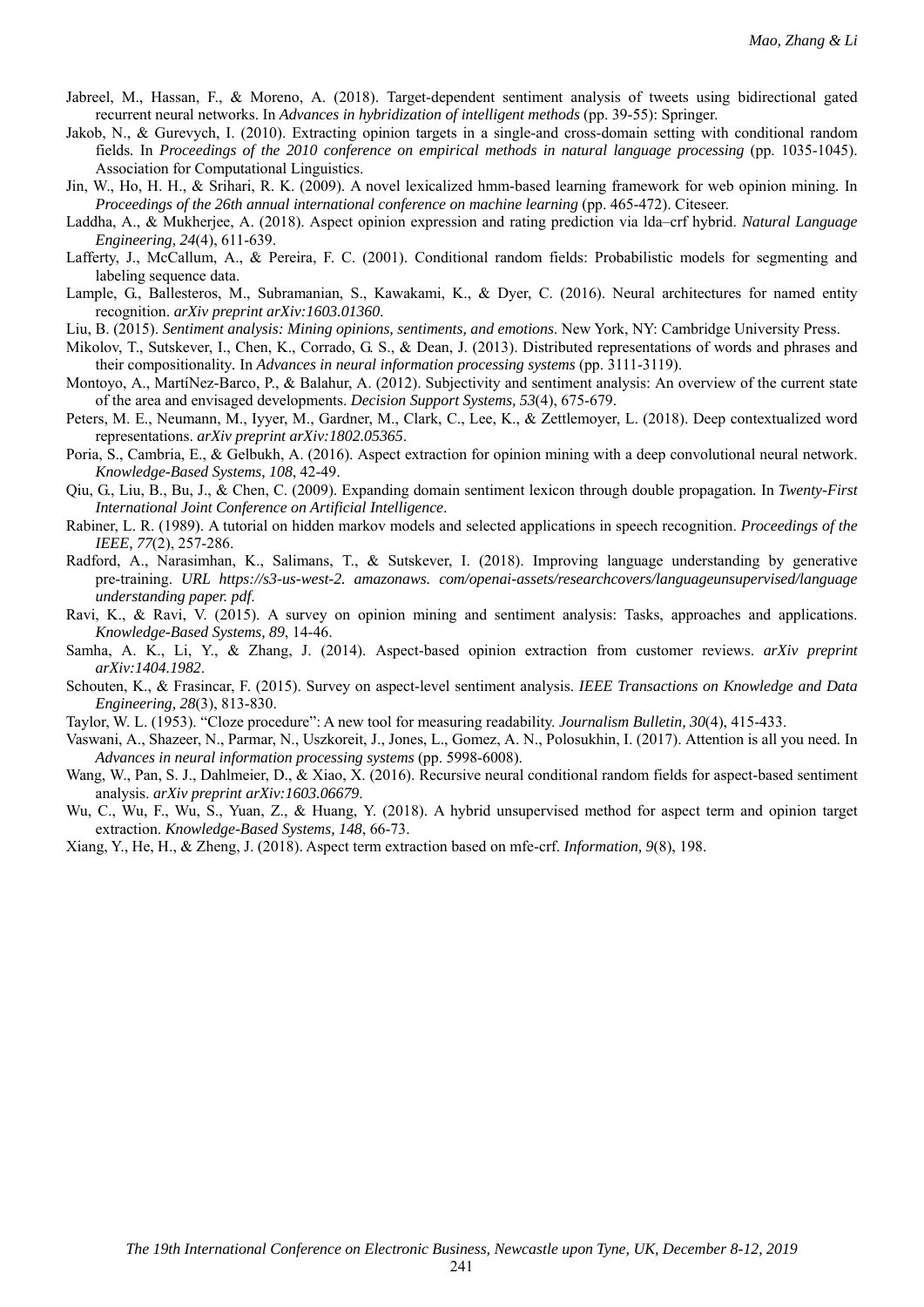Jabreel, M., Hassan, F., & Moreno, A. (2018). Target-dependent sentiment analysis of tweets using bidirectional gated recurrent neural networks. In *Advances in hybridization of intelligent methods* (pp. 39-55): Springer.

Jakob, N., & Gurevych, I. (2010). Extracting opinion targets in a single-and cross-domain setting with conditional random fields. In *Proceedings of the 2010 conference on empirical methods in natural language processing* (pp. 1035-1045). Association for Computational Linguistics.

Jin, W., Ho, H. H., & Srihari, R. K. (2009). A novel lexicalized hmm-based learning framework for web opinion mining. In *Proceedings of the 26th annual international conference on machine learning* (pp. 465-472). Citeseer.

Laddha, A., & Mukherjee, A. (2018). Aspect opinion expression and rating prediction via lda–crf hybrid. *Natural Language Engineering, 24*(4), 611-639.

Lafferty, J., McCallum, A., & Pereira, F. C. (2001). Conditional random fields: Probabilistic models for segmenting and labeling sequence data.

Lample, G., Ballesteros, M., Subramanian, S., Kawakami, K., & Dyer, C. (2016). Neural architectures for named entity recognition. *arXiv preprint arXiv:1603.01360*.

Liu, B. (2015). *Sentiment analysis: Mining opinions, sentiments, and emotions*. New York, NY: Cambridge University Press.

Mikolov, T., Sutskever, I., Chen, K., Corrado, G. S., & Dean, J. (2013). Distributed representations of words and phrases and their compositionality. In *Advances in neural information processing systems* (pp. 3111-3119).

Montoyo, A., MartíNez-Barco, P., & Balahur, A. (2012). Subjectivity and sentiment analysis: An overview of the current state of the area and envisaged developments. *Decision Support Systems, 53*(4), 675-679.

Peters, M. E., Neumann, M., Iyyer, M., Gardner, M., Clark, C., Lee, K., & Zettlemoyer, L. (2018). Deep contextualized word representations. *arXiv preprint arXiv:1802.05365*.

Poria, S., Cambria, E., & Gelbukh, A. (2016). Aspect extraction for opinion mining with a deep convolutional neural network. *Knowledge-Based Systems, 108*, 42-49.

Qiu, G., Liu, B., Bu, J., & Chen, C. (2009). Expanding domain sentiment lexicon through double propagation. In *Twenty-First International Joint Conference on Artificial Intelligence*.

Rabiner, L. R. (1989). A tutorial on hidden markov models and selected applications in speech recognition. *Proceedings of the IEEE, 77*(2), 257-286.

Radford, A., Narasimhan, K., Salimans, T., & Sutskever, I. (2018). Improving language understanding by generative pre-training. *URL https://s3-us-west-2. amazonaws. com/openai-assets/researchcovers/languageunsupervised/language understanding paper. pdf*.

Ravi, K., & Ravi, V. (2015). A survey on opinion mining and sentiment analysis: Tasks, approaches and applications. *Knowledge-Based Systems, 89*, 14-46.

Samha, A. K., Li, Y., & Zhang, J. (2014). Aspect-based opinion extraction from customer reviews. *arXiv preprint arXiv:1404.1982*.

Schouten, K., & Frasincar, F. (2015). Survey on aspect-level sentiment analysis. *IEEE Transactions on Knowledge and Data Engineering, 28*(3), 813-830.

Taylor, W. L. (1953). "Cloze procedure": A new tool for measuring readability. *Journalism Bulletin, 30*(4), 415-433.

Vaswani, A., Shazeer, N., Parmar, N., Uszkoreit, J., Jones, L., Gomez, A. N., Polosukhin, I. (2017). Attention is all you need. In *Advances in neural information processing systems* (pp. 5998-6008).

Wang, W., Pan, S. J., Dahlmeier, D., & Xiao, X. (2016). Recursive neural conditional random fields for aspect-based sentiment analysis. *arXiv preprint arXiv:1603.06679*.

Wu, C., Wu, F., Wu, S., Yuan, Z., & Huang, Y. (2018). A hybrid unsupervised method for aspect term and opinion target extraction. *Knowledge-Based Systems, 148*, 66-73.

Xiang, Y., He, H., & Zheng, J. (2018). Aspect term extraction based on mfe-crf. *Information, 9*(8), 198.